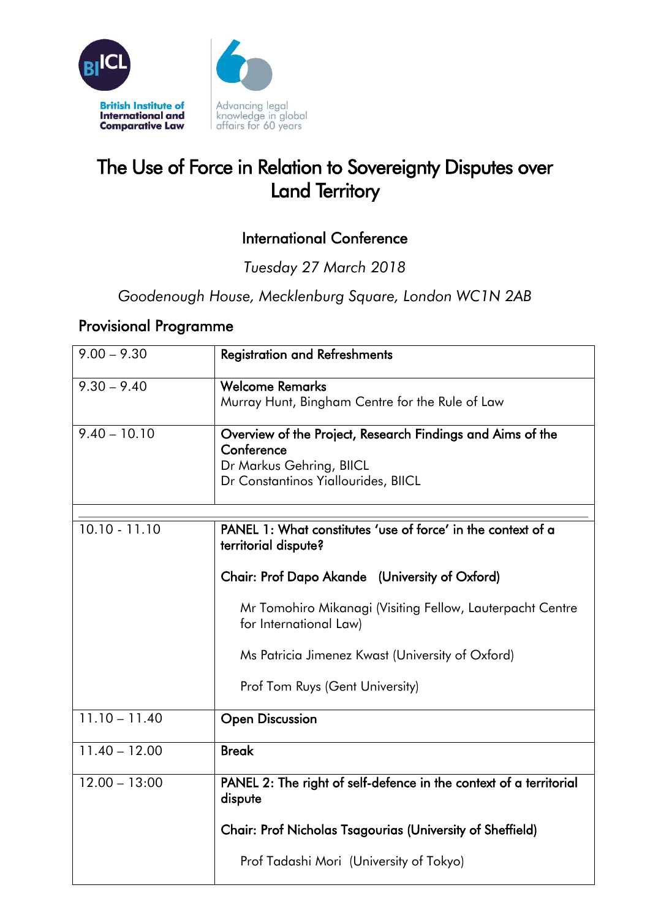British Institute of International and Comparative Law

Advancing legal knowledge in global affairs for 60 years

# The Use of Force in Relation to Sovereignty Disputes over Land Territory

## International Conference

*Tuesday 27 March 2018*

*Goodenough House, Mecklenburg Square, London WC1N 2AB*

## Provisional Programme

| | |
|---|---|
| 9.00 – 9.30 | **Registration and Refreshments** |
| 9.30 – 9.40 | **Welcome Remarks**<br>Murray Hunt, Bingham Centre for the Rule of Law |
| 9.40 – 10.10 | **Overview of the Project, Research Findings and Aims of the Conference**<br>Dr Markus Gehring, BIICL<br>Dr Constantinos Yiallourides, BIICL |
| | |
| 10.10 - 11.10 | **PANEL 1: What constitutes 'use of force' in the context of a territorial dispute?**<br><br>**Chair: Prof Dapo Akande (University of Oxford)**<br><br>Mr Tomohiro Mikanagi (Visiting Fellow, Lauterpacht Centre for International Law)<br><br>Ms Patricia Jimenez Kwast (University of Oxford)<br><br>Prof Tom Ruys (Gent University) |
| 11.10 – 11.40 | **Open Discussion** |
| 11.40 – 12.00 | **Break** |
| 12.00 – 13:00 | **PANEL 2: The right of self-defence in the context of a territorial dispute**<br><br>**Chair: Prof Nicholas Tsagourias (University of Sheffield)**<br><br>Prof Tadashi Mori (University of Tokyo) |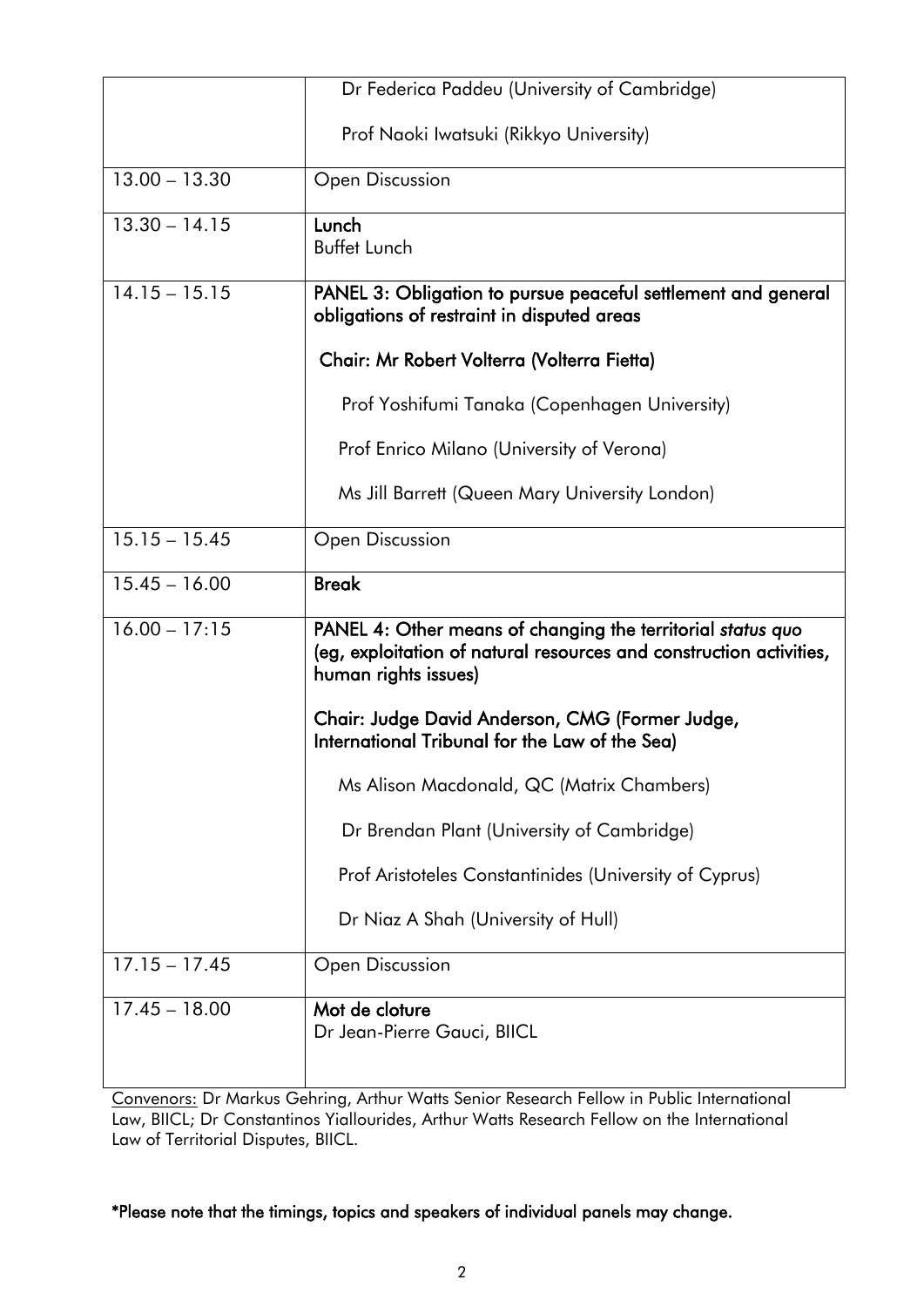| | |
|---|---|
| | Dr Federica Paddeu (University of Cambridge)<br><br>Prof Naoki Iwatsuki (Rikkyo University) |
| 13.00 – 13.30 | Open Discussion |
| 13.30 – 14.15 | **Lunch**<br>Buffet Lunch |
| 14.15 – 15.15 | **PANEL 3: Obligation to pursue peaceful settlement and general obligations of restraint in disputed areas**<br><br>**Chair: Mr Robert Volterra (Volterra Fietta)**<br><br>Prof Yoshifumi Tanaka (Copenhagen University)<br><br>Prof Enrico Milano (University of Verona)<br><br>Ms Jill Barrett (Queen Mary University London) |
| 15.15 – 15.45 | Open Discussion |
| 15.45 – 16.00 | **Break** |
| 16.00 – 17:15 | **PANEL 4: Other means of changing the territorial *status quo* (eg, exploitation of natural resources and construction activities, human rights issues)**<br><br>**Chair: Judge David Anderson, CMG (Former Judge, International Tribunal for the Law of the Sea)**<br><br>Ms Alison Macdonald, QC (Matrix Chambers)<br><br>Dr Brendan Plant (University of Cambridge)<br><br>Prof Aristoteles Constantinides (University of Cyprus)<br><br>Dr Niaz A Shah (University of Hull) |
| 17.15 – 17.45 | Open Discussion |
| 17.45 – 18.00 | **Mot de cloture**<br>Dr Jean-Pierre Gauci, BIICL |

Convenors: Dr Markus Gehring, Arthur Watts Senior Research Fellow in Public International Law, BIICL; Dr Constantinos Yiallourides, Arthur Watts Research Fellow on the International Law of Territorial Disputes, BIICL.

**\*Please note that the timings, topics and speakers of individual panels may change.**